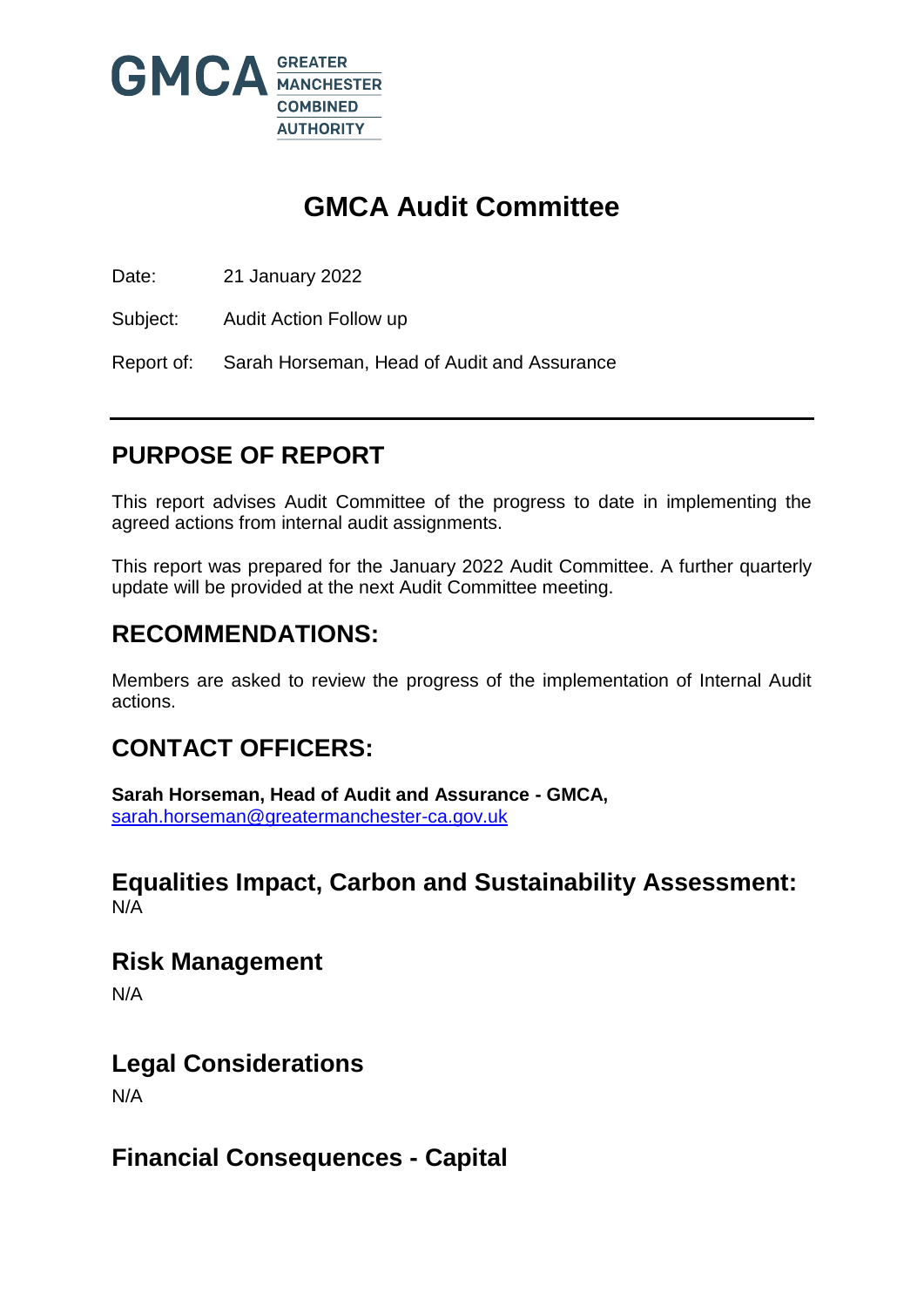GMCA GREATER MANCHESTER COMBINED AUTHORITY

# GMCA Audit Committee

Date: 21 January 2022

Subject: Audit Action Follow up

Report of: Sarah Horseman, Head of Audit and Assurance

## PURPOSE OF REPORT

This report advises Audit Committee of the progress to date in implementing the agreed actions from internal audit assignments.

This report was prepared for the January 2022 Audit Committee. A further quarterly update will be provided at the next Audit Committee meeting.

## RECOMMENDATIONS:

Members are asked to review the progress of the implementation of Internal Audit actions.

## CONTACT OFFICERS:

**Sarah Horseman, Head of Audit and Assurance - GMCA,**
sarah.horseman@greatermanchester-ca.gov.uk

## Equalities Impact, Carbon and Sustainability Assessment:

N/A

## Risk Management

N/A

## Legal Considerations

N/A

## Financial Consequences - Capital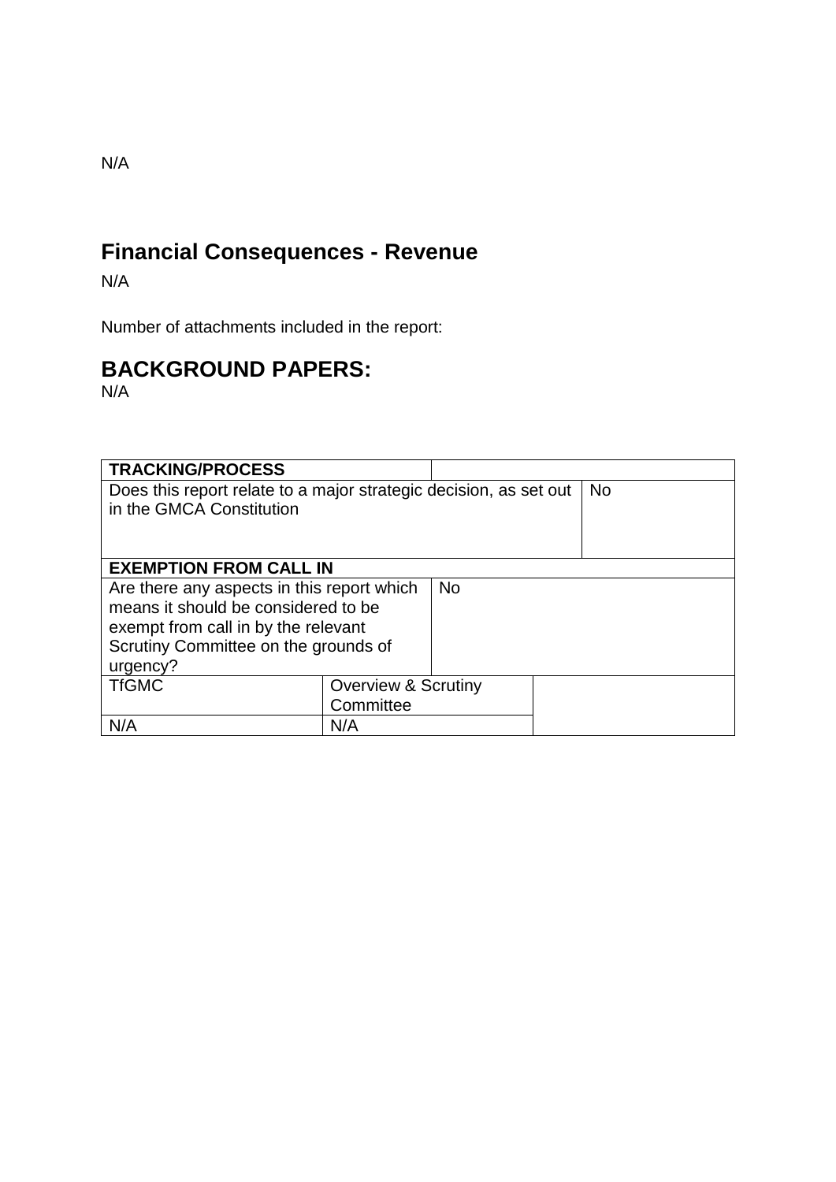N/A

## Financial Consequences - Revenue

N/A

Number of attachments included in the report:

## BACKGROUND PAPERS:

N/A

| **TRACKING/PROCESS** | | |
|---|---|---|
| Does this report relate to a major strategic decision, as set out in the GMCA Constitution | | No |
| **EXEMPTION FROM CALL IN** | | |
| Are there any aspects in this report which means it should be considered to be exempt from call in by the relevant Scrutiny Committee on the grounds of urgency? | No | |
| TfGMC | Overview & Scrutiny Committee | |
| N/A | N/A | |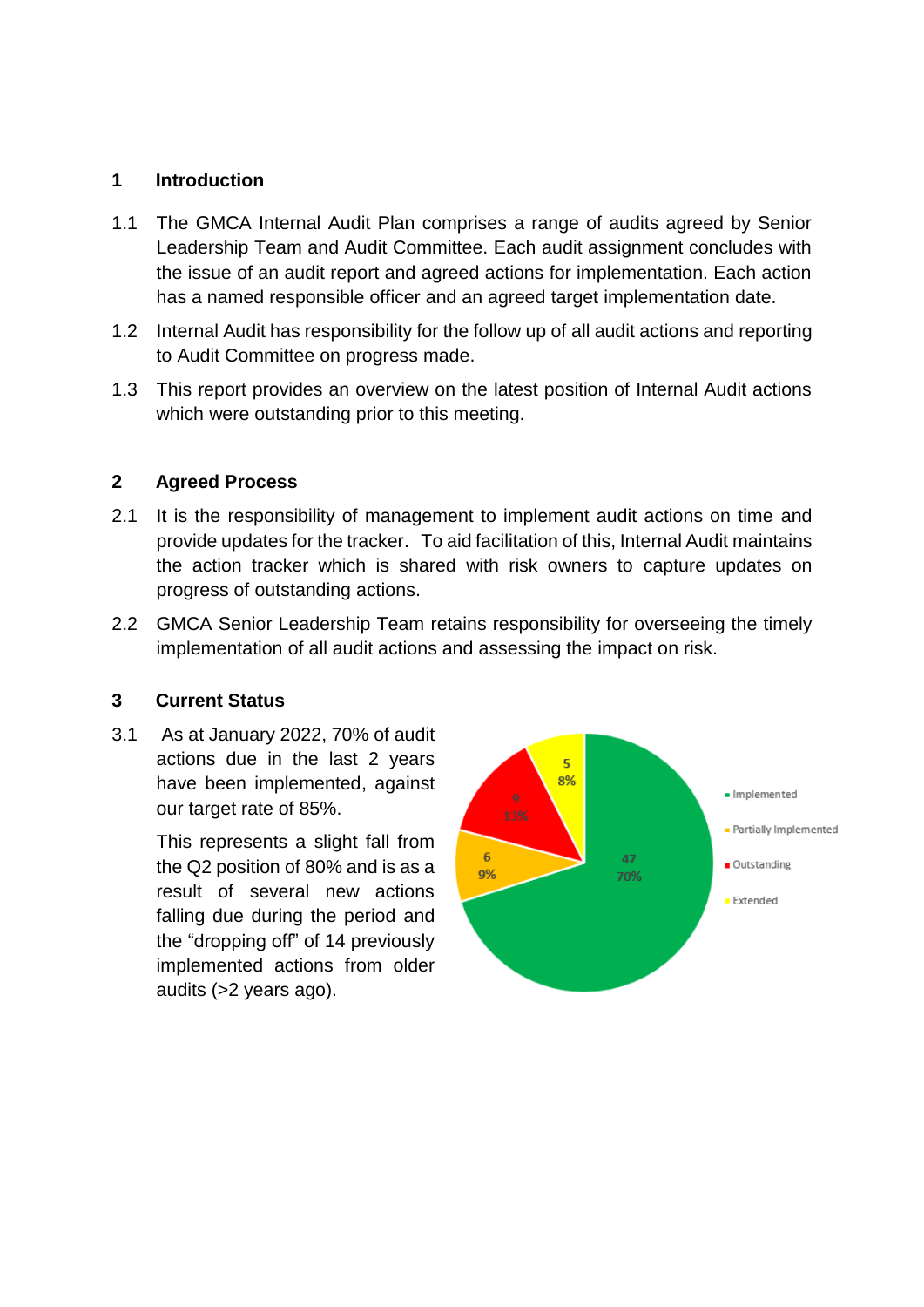## 1 Introduction

1.1 The GMCA Internal Audit Plan comprises a range of audits agreed by Senior Leadership Team and Audit Committee. Each audit assignment concludes with the issue of an audit report and agreed actions for implementation. Each action has a named responsible officer and an agreed target implementation date.

1.2 Internal Audit has responsibility for the follow up of all audit actions and reporting to Audit Committee on progress made.

1.3 This report provides an overview on the latest position of Internal Audit actions which were outstanding prior to this meeting.

## 2 Agreed Process

2.1 It is the responsibility of management to implement audit actions on time and provide updates for the tracker. To aid facilitation of this, Internal Audit maintains the action tracker which is shared with risk owners to capture updates on progress of outstanding actions.

2.2 GMCA Senior Leadership Team retains responsibility for overseeing the timely implementation of all audit actions and assessing the impact on risk.

## 3 Current Status

3.1 As at January 2022, 70% of audit actions due in the last 2 years have been implemented, against our target rate of 85%.

This represents a slight fall from the Q2 position of 80% and is as a result of several new actions falling due during the period and the "dropping off" of 14 previously implemented actions from older audits (>2 years ago).

| Status | Number | % |
| --- | --- | --- |
| Implemented | 47 | 70% |
| Partially Implemented | 6 | 9% |
| Outstanding | 9 | 13% |
| Extended | 5 | 8% |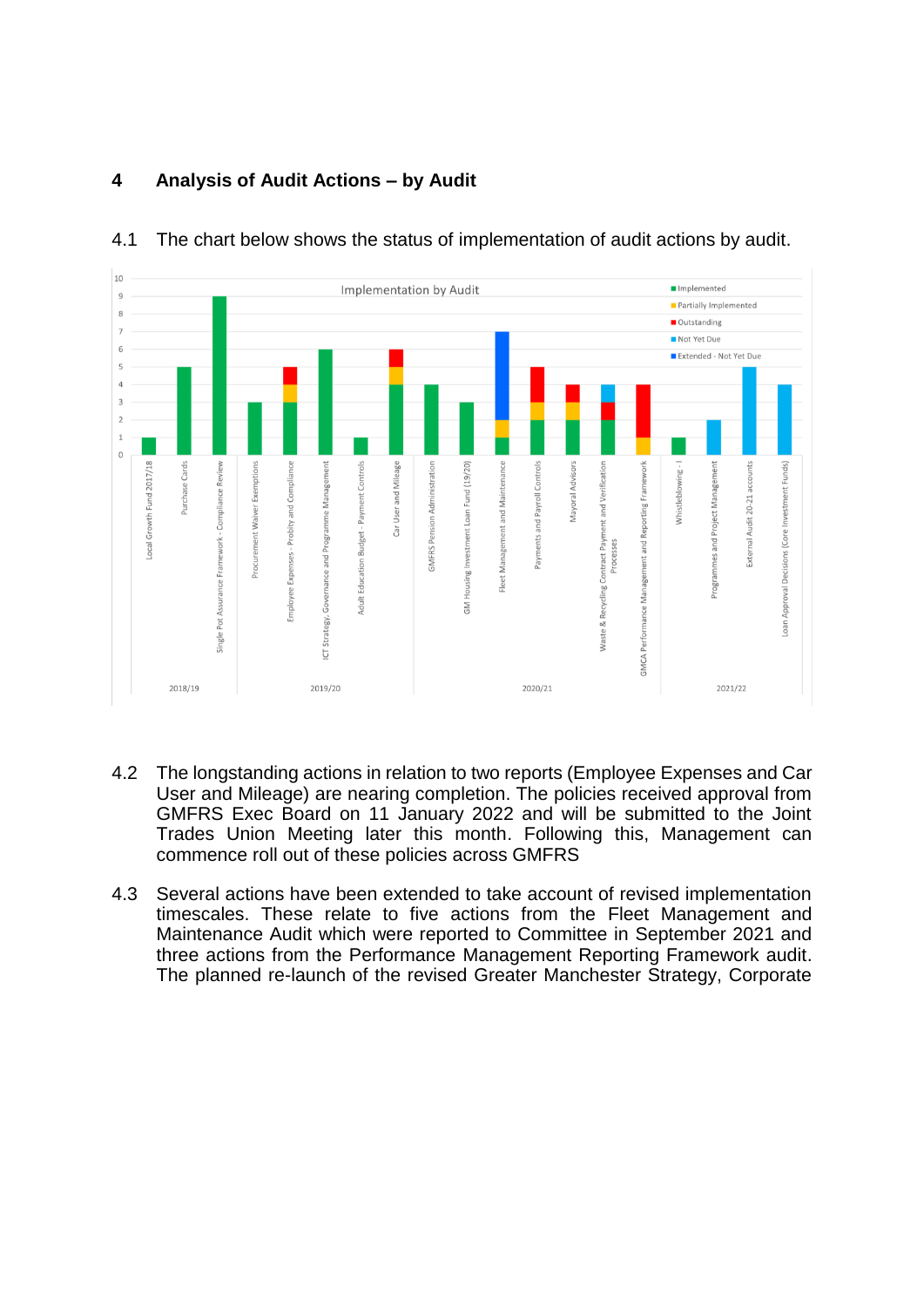## 4 Analysis of Audit Actions – by Audit

4.1 The chart below shows the status of implementation of audit actions by audit.

4.2 The longstanding actions in relation to two reports (Employee Expenses and Car User and Mileage) are nearing completion. The policies received approval from GMFRS Exec Board on 11 January 2022 and will be submitted to the Joint Trades Union Meeting later this month. Following this, Management can commence roll out of these policies across GMFRS

4.3 Several actions have been extended to take account of revised implementation timescales. These relate to five actions from the Fleet Management and Maintenance Audit which were reported to Committee in September 2021 and three actions from the Performance Management Reporting Framework audit. The planned re-launch of the revised Greater Manchester Strategy, Corporate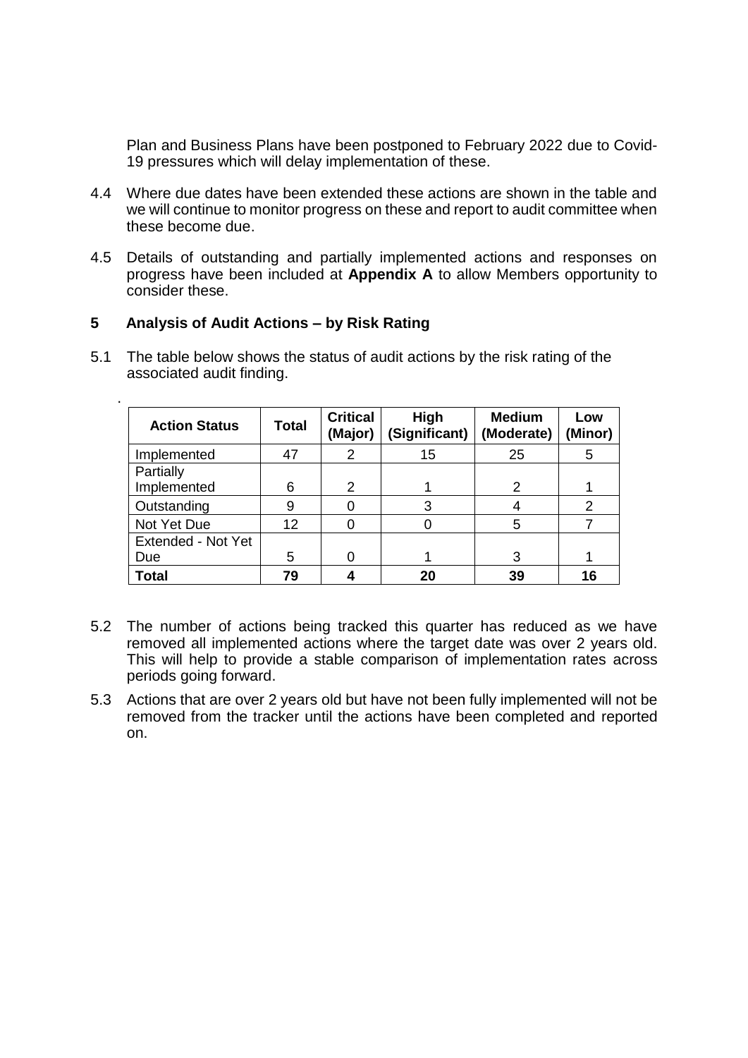Plan and Business Plans have been postponed to February 2022 due to Covid-19 pressures which will delay implementation of these.

4.4 Where due dates have been extended these actions are shown in the table and we will continue to monitor progress on these and report to audit committee when these become due.

4.5 Details of outstanding and partially implemented actions and responses on progress have been included at **Appendix A** to allow Members opportunity to consider these.

## 5 Analysis of Audit Actions – by Risk Rating

5.1 The table below shows the status of audit actions by the risk rating of the associated audit finding.

| Action Status | Total | Critical (Major) | High (Significant) | Medium (Moderate) | Low (Minor) |
|---|---|---|---|---|---|
| Implemented | 47 | 2 | 15 | 25 | 5 |
| Partially Implemented | 6 | 2 | 1 | 2 | 1 |
| Outstanding | 9 | 0 | 3 | 4 | 2 |
| Not Yet Due | 12 | 0 | 0 | 5 | 7 |
| Extended - Not Yet Due | 5 | 0 | 1 | 3 | 1 |
| **Total** | **79** | **4** | **20** | **39** | **16** |

5.2 The number of actions being tracked this quarter has reduced as we have removed all implemented actions where the target date was over 2 years old. This will help to provide a stable comparison of implementation rates across periods going forward.

5.3 Actions that are over 2 years old but have not been fully implemented will not be removed from the tracker until the actions have been completed and reported on.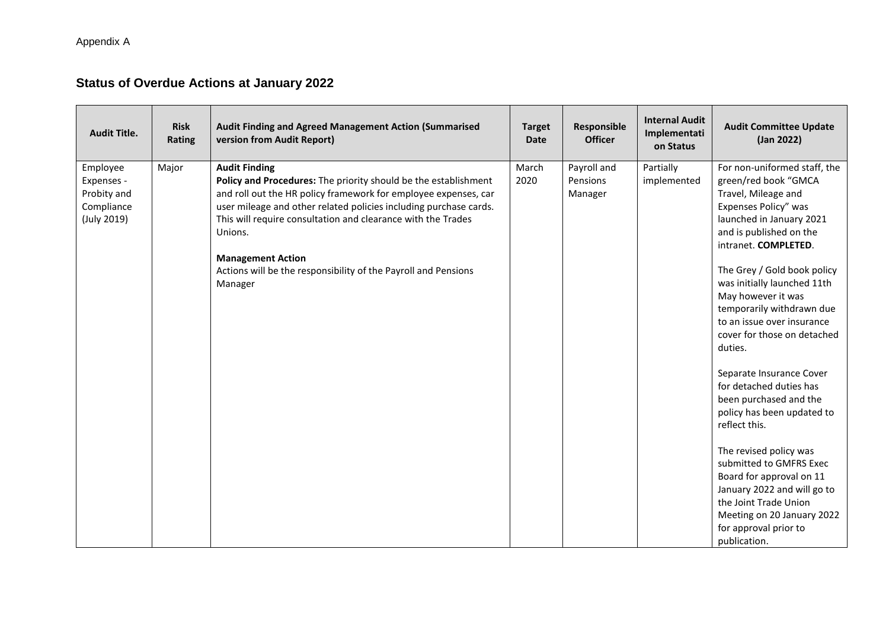Appendix A

## Status of Overdue Actions at January 2022

| Audit Title. | Risk Rating | Audit Finding and Agreed Management Action (Summarised version from Audit Report) | Target Date | Responsible Officer | Internal Audit Implementation Status | Audit Committee Update (Jan 2022) |
|---|---|---|---|---|---|---|
| Employee Expenses - Probity and Compliance (July 2019) | Major | **Audit Finding**<br>**Policy and Procedures:** The priority should be the establishment and roll out the HR policy framework for employee expenses, car user mileage and other related policies including purchase cards. This will require consultation and clearance with the Trades Unions.<br><br>**Management Action**<br>Actions will be the responsibility of the Payroll and Pensions Manager | March 2020 | Payroll and Pensions Manager | Partially implemented | For non-uniformed staff, the green/red book "GMCA Travel, Mileage and Expenses Policy" was launched in January 2021 and is published on the intranet. **COMPLETED**.<br><br>The Grey / Gold book policy was initially launched 11th May however it was temporarily withdrawn due to an issue over insurance cover for those on detached duties.<br><br>Separate Insurance Cover for detached duties has been purchased and the policy has been updated to reflect this.<br><br>The revised policy was submitted to GMFRS Exec Board for approval on 11 January 2022 and will go to the Joint Trade Union Meeting on 20 January 2022 for approval prior to publication. |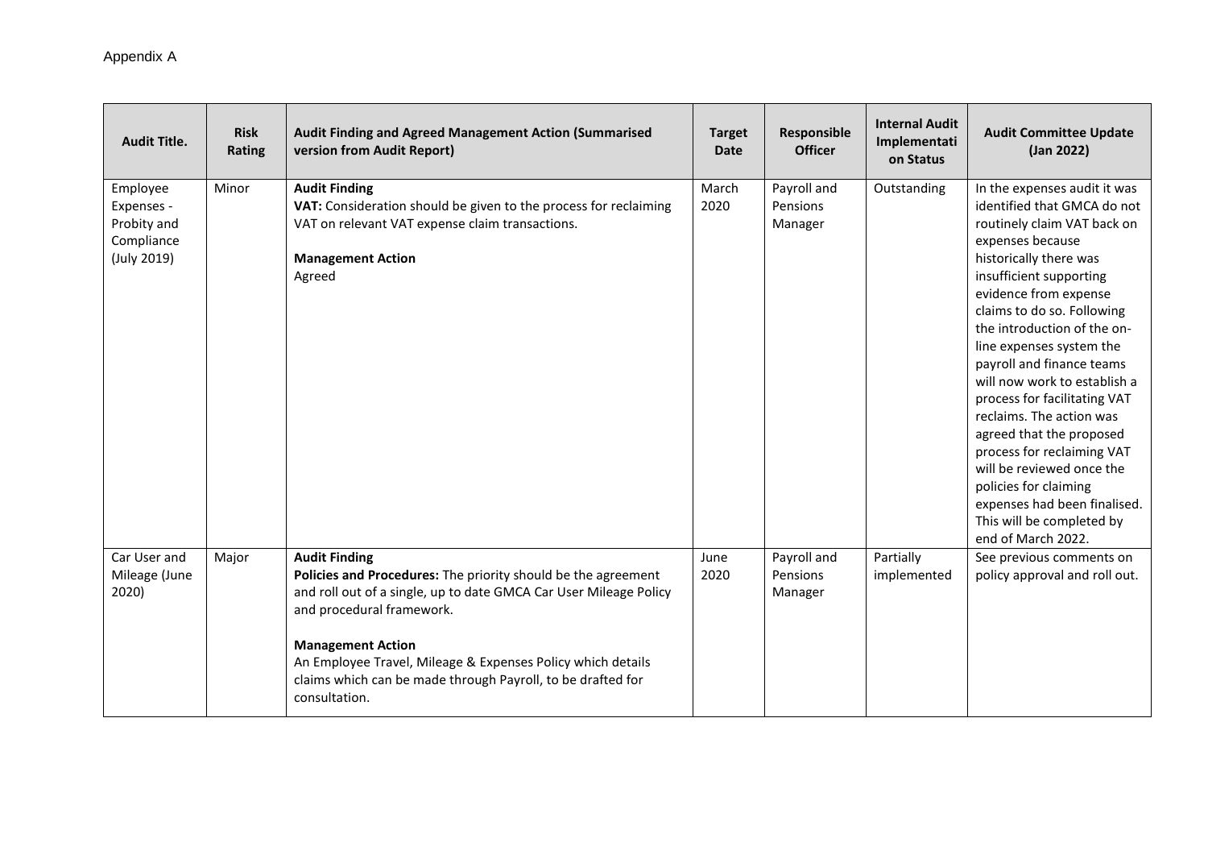Appendix A

| Audit Title. | Risk Rating | Audit Finding and Agreed Management Action (Summarised version from Audit Report) | Target Date | Responsible Officer | Internal Audit Implementation Status | Audit Committee Update (Jan 2022) |
|---|---|---|---|---|---|---|
| Employee Expenses - Probity and Compliance (July 2019) | Minor | **Audit Finding**<br>**VAT:** Consideration should be given to the process for reclaiming VAT on relevant VAT expense claim transactions.<br><br>**Management Action**<br>Agreed | March 2020 | Payroll and Pensions Manager | Outstanding | In the expenses audit it was identified that GMCA do not routinely claim VAT back on expenses because historically there was insufficient supporting evidence from expense claims to do so. Following the introduction of the on-line expenses system the payroll and finance teams will now work to establish a process for facilitating VAT reclaims. The action was agreed that the proposed process for reclaiming VAT will be reviewed once the policies for claiming expenses had been finalised. This will be completed by end of March 2022. |
| Car User and Mileage (June 2020) | Major | **Audit Finding**<br>**Policies and Procedures:** The priority should be the agreement and roll out of a single, up to date GMCA Car User Mileage Policy and procedural framework.<br><br>**Management Action**<br>An Employee Travel, Mileage & Expenses Policy which details claims which can be made through Payroll, to be drafted for consultation. | June 2020 | Payroll and Pensions Manager | Partially implemented | See previous comments on policy approval and roll out. |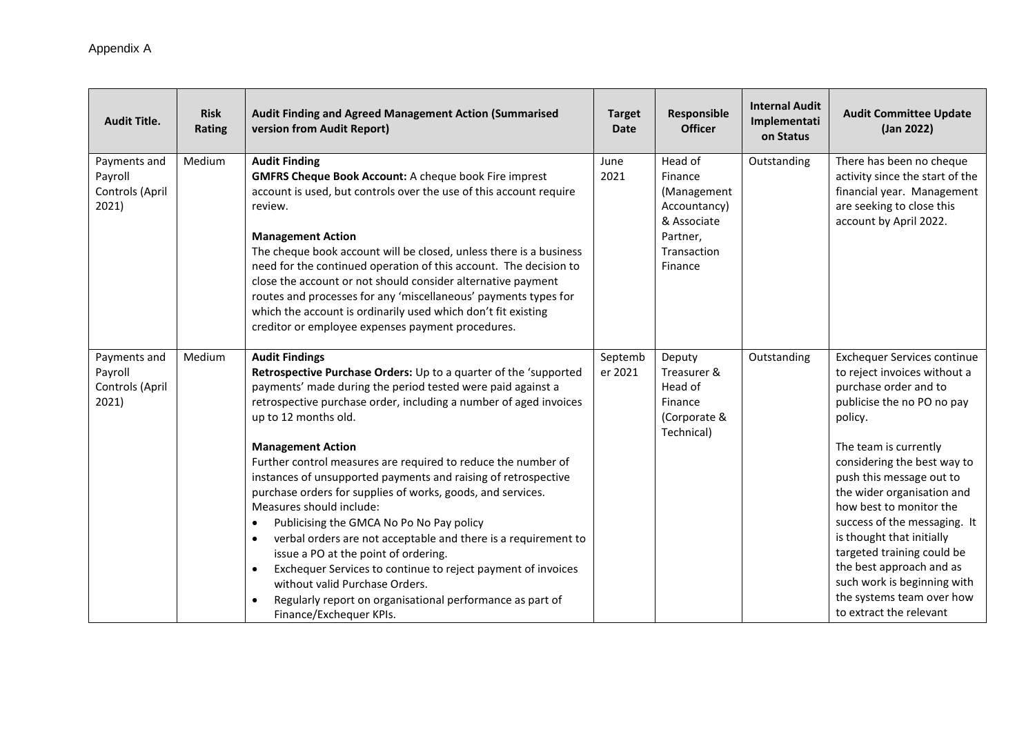Appendix A

| Audit Title. | Risk Rating | Audit Finding and Agreed Management Action (Summarised version from Audit Report) | Target Date | Responsible Officer | Internal Audit Implementation Status | Audit Committee Update (Jan 2022) |
|---|---|---|---|---|---|---|
| Payments and Payroll Controls (April 2021) | Medium | **Audit Finding**<br>**GMFRS Cheque Book Account:** A cheque book Fire imprest account is used, but controls over the use of this account require review.<br><br>**Management Action**<br>The cheque book account will be closed, unless there is a business need for the continued operation of this account. The decision to close the account or not should consider alternative payment routes and processes for any 'miscellaneous' payments types for which the account is ordinarily used which don't fit existing creditor or employee expenses payment procedures. | June 2021 | Head of Finance (Management Accountancy) & Associate Partner, Transaction Finance | Outstanding | There has been no cheque activity since the start of the financial year. Management are seeking to close this account by April 2022. |
| Payments and Payroll Controls (April 2021) | Medium | **Audit Findings**<br>**Retrospective Purchase Orders:** Up to a quarter of the 'supported payments' made during the period tested were paid against a retrospective purchase order, including a number of aged invoices up to 12 months old.<br><br>**Management Action**<br>Further control measures are required to reduce the number of instances of unsupported payments and raising of retrospective purchase orders for supplies of works, goods, and services. Measures should include:<br>• Publicising the GMCA No Po No Pay policy<br>• verbal orders are not acceptable and there is a requirement to issue a PO at the point of ordering.<br>• Exchequer Services to continue to reject payment of invoices without valid Purchase Orders.<br>• Regularly report on organisational performance as part of Finance/Exchequer KPIs. | September 2021 | Deputy Treasurer & Head of Finance (Corporate & Technical) | Outstanding | Exchequer Services continue to reject invoices without a purchase order and to publicise the no PO no pay policy.<br><br>The team is currently considering the best way to push this message out to the wider organisation and how best to monitor the success of the messaging. It is thought that initially targeted training could be the best approach and as such work is beginning with the systems team over how to extract the relevant |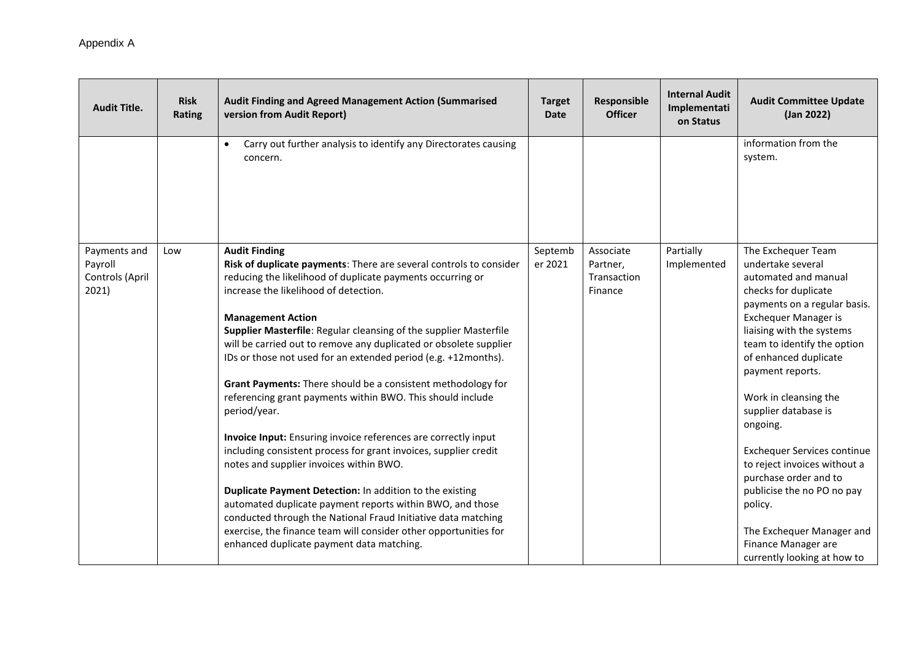Appendix A

| Audit Title. | Risk Rating | Audit Finding and Agreed Management Action (Summarised version from Audit Report) | Target Date | Responsible Officer | Internal Audit Implementation Status | Audit Committee Update (Jan 2022) |
|---|---|---|---|---|---|---|
| | | • Carry out further analysis to identify any Directorates causing concern. | | | | information from the system. |
| Payments and Payroll Controls (April 2021) | Low | **Audit Finding**<br>**Risk of duplicate payments**: There are several controls to consider reducing the likelihood of duplicate payments occurring or increase the likelihood of detection.<br><br>**Management Action**<br>**Supplier Masterfile**: Regular cleansing of the supplier Masterfile will be carried out to remove any duplicated or obsolete supplier IDs or those not used for an extended period (e.g. +12months).<br><br>**Grant Payments:** There should be a consistent methodology for referencing grant payments within BWO. This should include period/year.<br><br>**Invoice Input:** Ensuring invoice references are correctly input including consistent process for grant invoices, supplier credit notes and supplier invoices within BWO.<br><br>**Duplicate Payment Detection:** In addition to the existing automated duplicate payment reports within BWO, and those conducted through the National Fraud Initiative data matching exercise, the finance team will consider other opportunities for enhanced duplicate payment data matching. | September 2021 | Associate Partner, Transaction Finance | Partially Implemented | The Exchequer Team undertake several automated and manual checks for duplicate payments on a regular basis. Exchequer Manager is liaising with the systems team to identify the option of enhanced duplicate payment reports.<br><br>Work in cleansing the supplier database is ongoing.<br><br>Exchequer Services continue to reject invoices without a purchase order and to publicise the no PO no pay policy.<br><br>The Exchequer Manager and Finance Manager are currently looking at how to |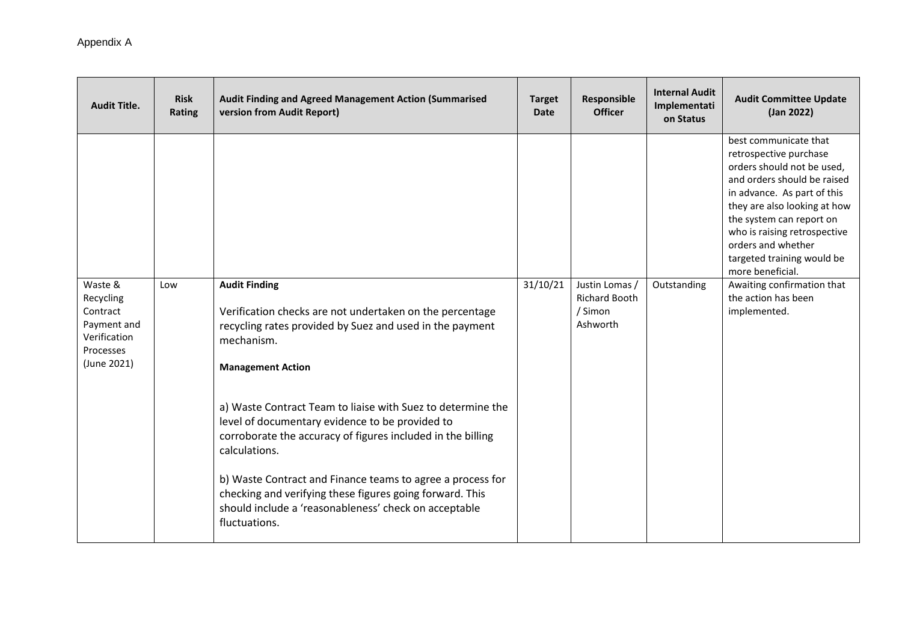Appendix A

| Audit Title. | Risk Rating | Audit Finding and Agreed Management Action (Summarised version from Audit Report) | Target Date | Responsible Officer | Internal Audit Implementation Status | Audit Committee Update (Jan 2022) |
|---|---|---|---|---|---|---|
| | | | | | | best communicate that retrospective purchase orders should not be used, and orders should be raised in advance. As part of this they are also looking at how the system can report on who is raising retrospective orders and whether targeted training would be more beneficial. |
| Waste & Recycling Contract Payment and Verification Processes (June 2021) | Low | **Audit Finding**<br><br>Verification checks are not undertaken on the percentage recycling rates provided by Suez and used in the payment mechanism.<br><br>**Management Action**<br><br>a) Waste Contract Team to liaise with Suez to determine the level of documentary evidence to be provided to corroborate the accuracy of figures included in the billing calculations.<br><br>b) Waste Contract and Finance teams to agree a process for checking and verifying these figures going forward. This should include a 'reasonableness' check on acceptable fluctuations. | 31/10/21 | Justin Lomas / Richard Booth / Simon Ashworth | Outstanding | Awaiting confirmation that the action has been implemented. |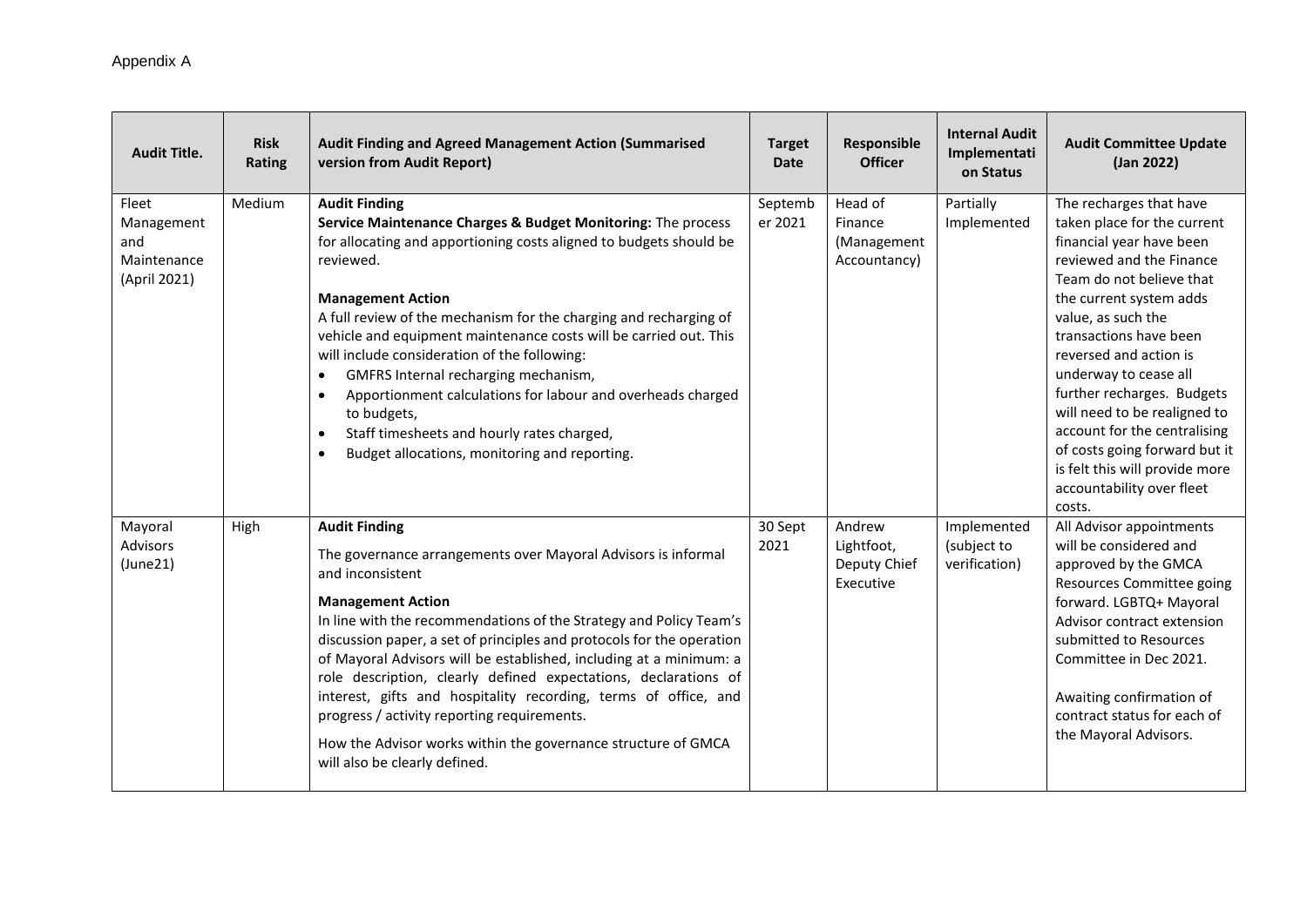Appendix A

| Audit Title. | Risk Rating | Audit Finding and Agreed Management Action (Summarised version from Audit Report) | Target Date | Responsible Officer | Internal Audit Implementation Status | Audit Committee Update (Jan 2022) |
|---|---|---|---|---|---|---|
| Fleet Management and Maintenance (April 2021) | Medium | **Audit Finding**<br>**Service Maintenance Charges & Budget Monitoring:** The process for allocating and apportioning costs aligned to budgets should be reviewed.<br><br>**Management Action**<br>A full review of the mechanism for the charging and recharging of vehicle and equipment maintenance costs will be carried out. This will include consideration of the following:<br>• GMFRS Internal recharging mechanism,<br>• Apportionment calculations for labour and overheads charged to budgets,<br>• Staff timesheets and hourly rates charged,<br>• Budget allocations, monitoring and reporting. | September 2021 | Head of Finance (Management Accountancy) | Partially Implemented | The recharges that have taken place for the current financial year have been reviewed and the Finance Team do not believe that the current system adds value, as such the transactions have been reversed and action is underway to cease all further recharges. Budgets will need to be realigned to account for the centralising of costs going forward but it is felt this will provide more accountability over fleet costs. |
| Mayoral Advisors (June21) | High | **Audit Finding**<br>The governance arrangements over Mayoral Advisors is informal and inconsistent<br><br>**Management Action**<br>In line with the recommendations of the Strategy and Policy Team's discussion paper, a set of principles and protocols for the operation of Mayoral Advisors will be established, including at a minimum: a role description, clearly defined expectations, declarations of interest, gifts and hospitality recording, terms of office, and progress / activity reporting requirements.<br><br>How the Advisor works within the governance structure of GMCA will also be clearly defined. | 30 Sept 2021 | Andrew Lightfoot, Deputy Chief Executive | Implemented (subject to verification) | All Advisor appointments will be considered and approved by the GMCA Resources Committee going forward. LGBTQ+ Mayoral Advisor contract extension submitted to Resources Committee in Dec 2021.<br><br>Awaiting confirmation of contract status for each of the Mayoral Advisors. |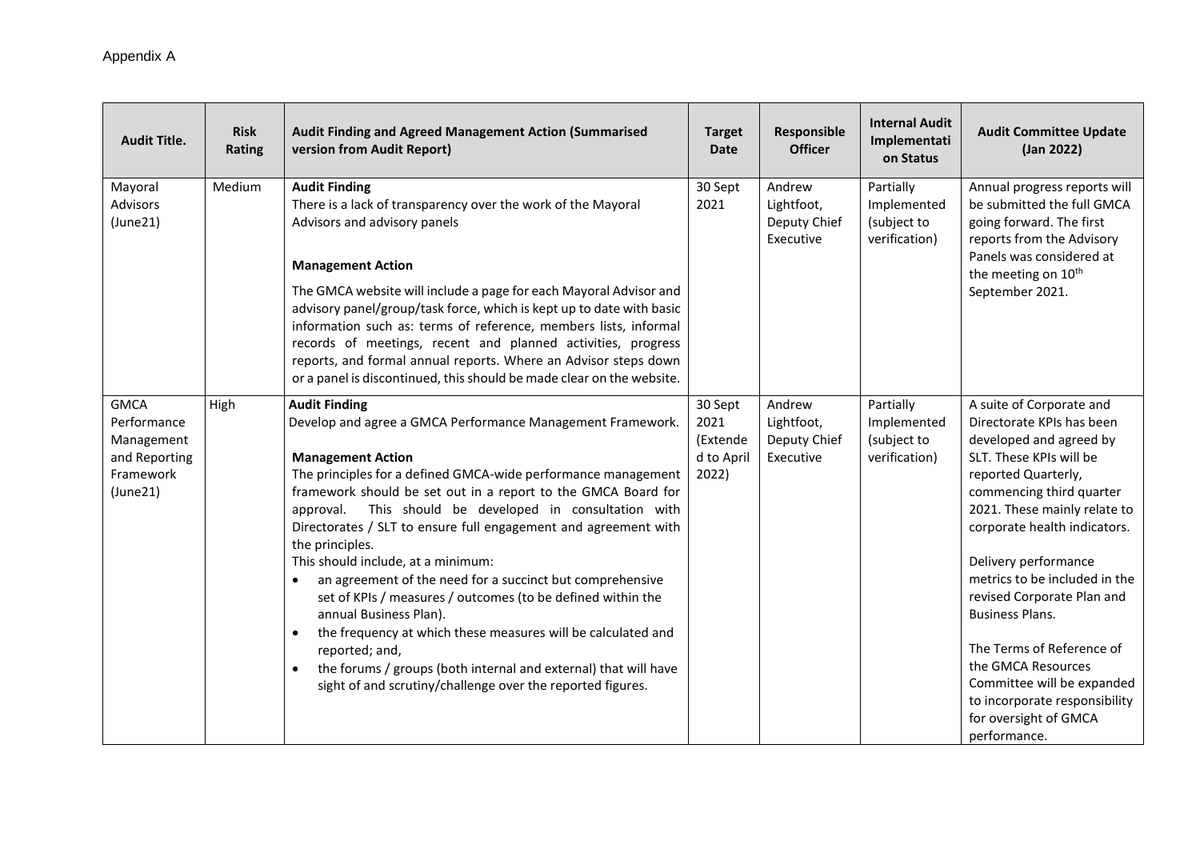Appendix A

| Audit Title. | Risk Rating | Audit Finding and Agreed Management Action (Summarised version from Audit Report) | Target Date | Responsible Officer | Internal Audit Implementation Status | Audit Committee Update (Jan 2022) |
|---|---|---|---|---|---|---|
| Mayoral Advisors (June21) | Medium | **Audit Finding**<br>There is a lack of transparency over the work of the Mayoral Advisors and advisory panels<br><br>**Management Action**<br>The GMCA website will include a page for each Mayoral Advisor and advisory panel/group/task force, which is kept up to date with basic information such as: terms of reference, members lists, informal records of meetings, recent and planned activities, progress reports, and formal annual reports. Where an Advisor steps down or a panel is discontinued, this should be made clear on the website. | 30 Sept 2021 | Andrew Lightfoot, Deputy Chief Executive | Partially Implemented (subject to verification) | Annual progress reports will be submitted the full GMCA going forward. The first reports from the Advisory Panels was considered at the meeting on 10th September 2021. |
| GMCA Performance Management and Reporting Framework (June21) | High | **Audit Finding**<br>Develop and agree a GMCA Performance Management Framework.<br><br>**Management Action**<br>The principles for a defined GMCA-wide performance management framework should be set out in a report to the GMCA Board for approval. This should be developed in consultation with Directorates / SLT to ensure full engagement and agreement with the principles.<br>This should include, at a minimum:<br>• an agreement of the need for a succinct but comprehensive set of KPIs / measures / outcomes (to be defined within the annual Business Plan).<br>• the frequency at which these measures will be calculated and reported; and,<br>• the forums / groups (both internal and external) that will have sight of and scrutiny/challenge over the reported figures. | 30 Sept 2021 (Extended to April 2022) | Andrew Lightfoot, Deputy Chief Executive | Partially Implemented (subject to verification) | A suite of Corporate and Directorate KPIs has been developed and agreed by SLT. These KPIs will be reported Quarterly, commencing third quarter 2021. These mainly relate to corporate health indicators.<br><br>Delivery performance metrics to be included in the revised Corporate Plan and Business Plans.<br><br>The Terms of Reference of the GMCA Resources Committee will be expanded to incorporate responsibility for oversight of GMCA performance. |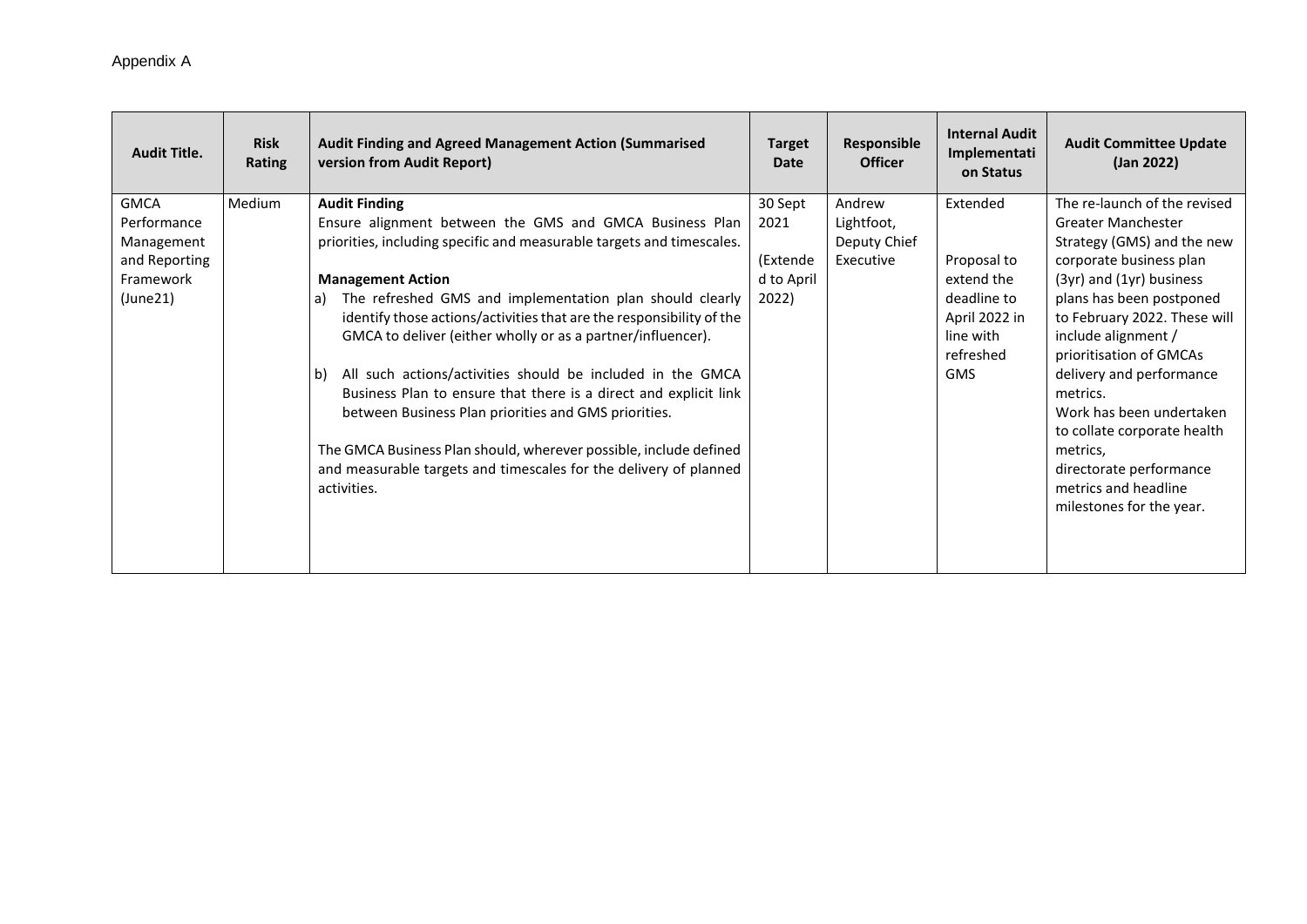Appendix A

| Audit Title. | Risk Rating | Audit Finding and Agreed Management Action (Summarised version from Audit Report) | Target Date | Responsible Officer | Internal Audit Implementation Status | Audit Committee Update (Jan 2022) |
|---|---|---|---|---|---|---|
| GMCA Performance Management and Reporting Framework (June21) | Medium | **Audit Finding**<br>Ensure alignment between the GMS and GMCA Business Plan priorities, including specific and measurable targets and timescales.<br><br>**Management Action**<br>a) The refreshed GMS and implementation plan should clearly identify those actions/activities that are the responsibility of the GMCA to deliver (either wholly or as a partner/influencer).<br><br>b) All such actions/activities should be included in the GMCA Business Plan to ensure that there is a direct and explicit link between Business Plan priorities and GMS priorities.<br><br>The GMCA Business Plan should, wherever possible, include defined and measurable targets and timescales for the delivery of planned activities. | 30 Sept 2021<br><br>(Extended to April 2022) | Andrew Lightfoot, Deputy Chief Executive | Extended<br><br>Proposal to extend the deadline to April 2022 in line with refreshed GMS | The re-launch of the revised Greater Manchester Strategy (GMS) and the new corporate business plan (3yr) and (1yr) business plans has been postponed to February 2022. These will include alignment / prioritisation of GMCAs delivery and performance metrics.<br>Work has been undertaken to collate corporate health metrics,<br>directorate performance metrics and headline milestones for the year. |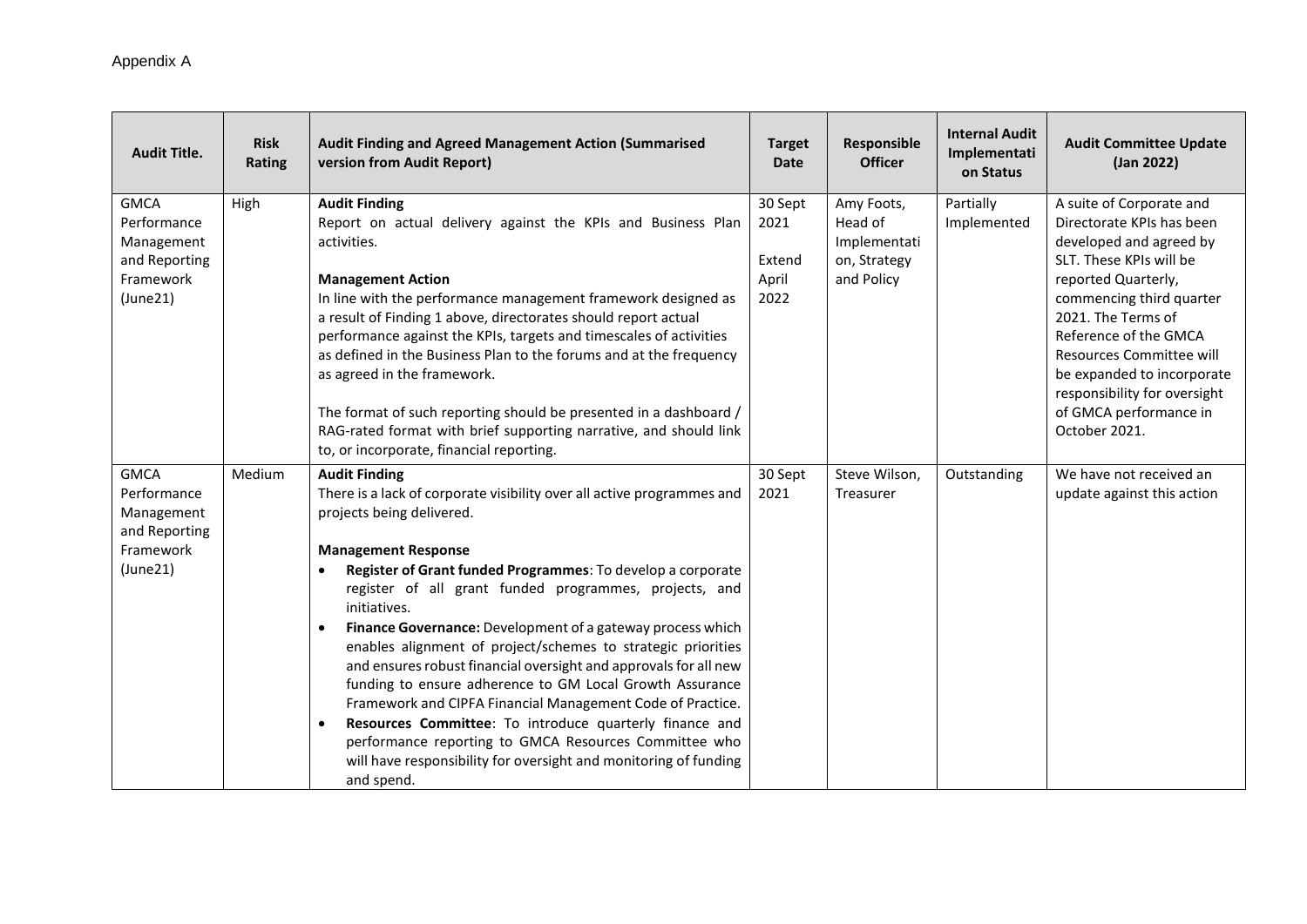Appendix A

| Audit Title. | Risk Rating | Audit Finding and Agreed Management Action (Summarised version from Audit Report) | Target Date | Responsible Officer | Internal Audit Implementation Status | Audit Committee Update (Jan 2022) |
|---|---|---|---|---|---|---|
| GMCA Performance Management and Reporting Framework (June21) | High | **Audit Finding**<br>Report on actual delivery against the KPIs and Business Plan activities.<br><br>**Management Action**<br>In line with the performance management framework designed as a result of Finding 1 above, directorates should report actual performance against the KPIs, targets and timescales of activities as defined in the Business Plan to the forums and at the frequency as agreed in the framework.<br><br>The format of such reporting should be presented in a dashboard / RAG-rated format with brief supporting narrative, and should link to, or incorporate, financial reporting. | 30 Sept 2021<br><br>Extend April 2022 | Amy Foots, Head of Implementation, Strategy and Policy | Partially Implemented | A suite of Corporate and Directorate KPIs has been developed and agreed by SLT. These KPIs will be reported Quarterly, commencing third quarter 2021. The Terms of Reference of the GMCA Resources Committee will be expanded to incorporate responsibility for oversight of GMCA performance in October 2021. |
| GMCA Performance Management and Reporting Framework (June21) | Medium | **Audit Finding**<br>There is a lack of corporate visibility over all active programmes and projects being delivered.<br><br>**Management Response**<br>• **Register of Grant funded Programmes**: To develop a corporate register of all grant funded programmes, projects, and initiatives.<br>• **Finance Governance:** Development of a gateway process which enables alignment of project/schemes to strategic priorities and ensures robust financial oversight and approvals for all new funding to ensure adherence to GM Local Growth Assurance Framework and CIPFA Financial Management Code of Practice.<br>• **Resources Committee**: To introduce quarterly finance and performance reporting to GMCA Resources Committee who will have responsibility for oversight and monitoring of funding and spend. | 30 Sept 2021 | Steve Wilson, Treasurer | Outstanding | We have not received an update against this action |